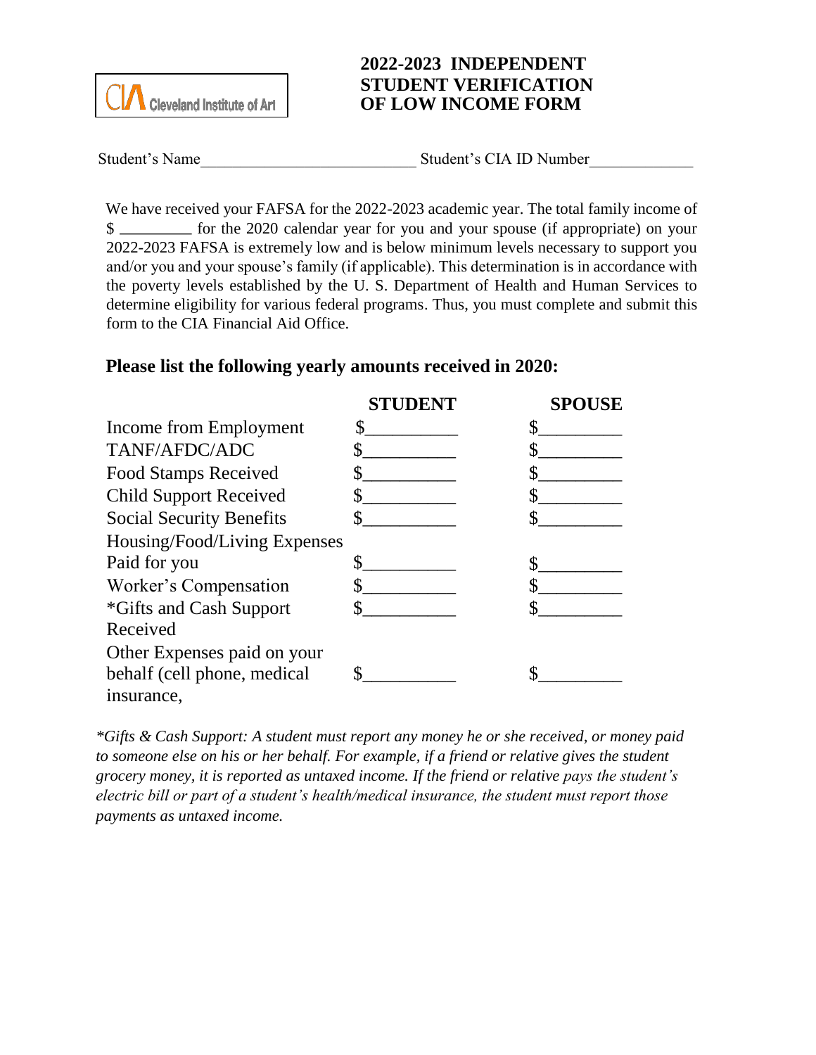Cleveland Institute of Art

# 2022-2023 INDEPENDENT STUDENT VERIFICATION OF LOW INCOME FORM

Student's Name__________________________ Student's CIA ID Number_____________

We have received your FAFSA for the 2022-2023 academic year. The total family income of $ _________ for the 2020 calendar year for you and your spouse (if appropriate) on your 2022-2023 FAFSA is extremely low and is below minimum levels necessary to support you and/or you and your spouse's family (if applicable). This determination is in accordance with the poverty levels established by the U. S. Department of Health and Human Services to determine eligibility for various federal programs. Thus, you must complete and submit this form to the CIA Financial Aid Office.

## Please list the following yearly amounts received in 2020:

| | STUDENT | SPOUSE |
|---|---|---|
| Income from Employment | $__________ | $_________ |
| TANF/AFDC/ADC | $__________ | $_________ |
| Food Stamps Received | $__________ | $_________ |
| Child Support Received | $__________ | $_________ |
| Social Security Benefits | $__________ | $_________ |
| Housing/Food/Living Expenses Paid for you | $__________ | $_________ |
| Worker's Compensation | $__________ | $_________ |
| *Gifts and Cash Support Received | $__________ | $_________ |
| Other Expenses paid on your behalf (cell phone, medical insurance, | $__________ | $_________ |

*\*Gifts & Cash Support: A student must report any money he or she received, or money paid to someone else on his or her behalf. For example, if a friend or relative gives the student grocery money, it is reported as untaxed income. If the friend or relative pays the student's electric bill or part of a student's health/medical insurance, the student must report those payments as untaxed income.*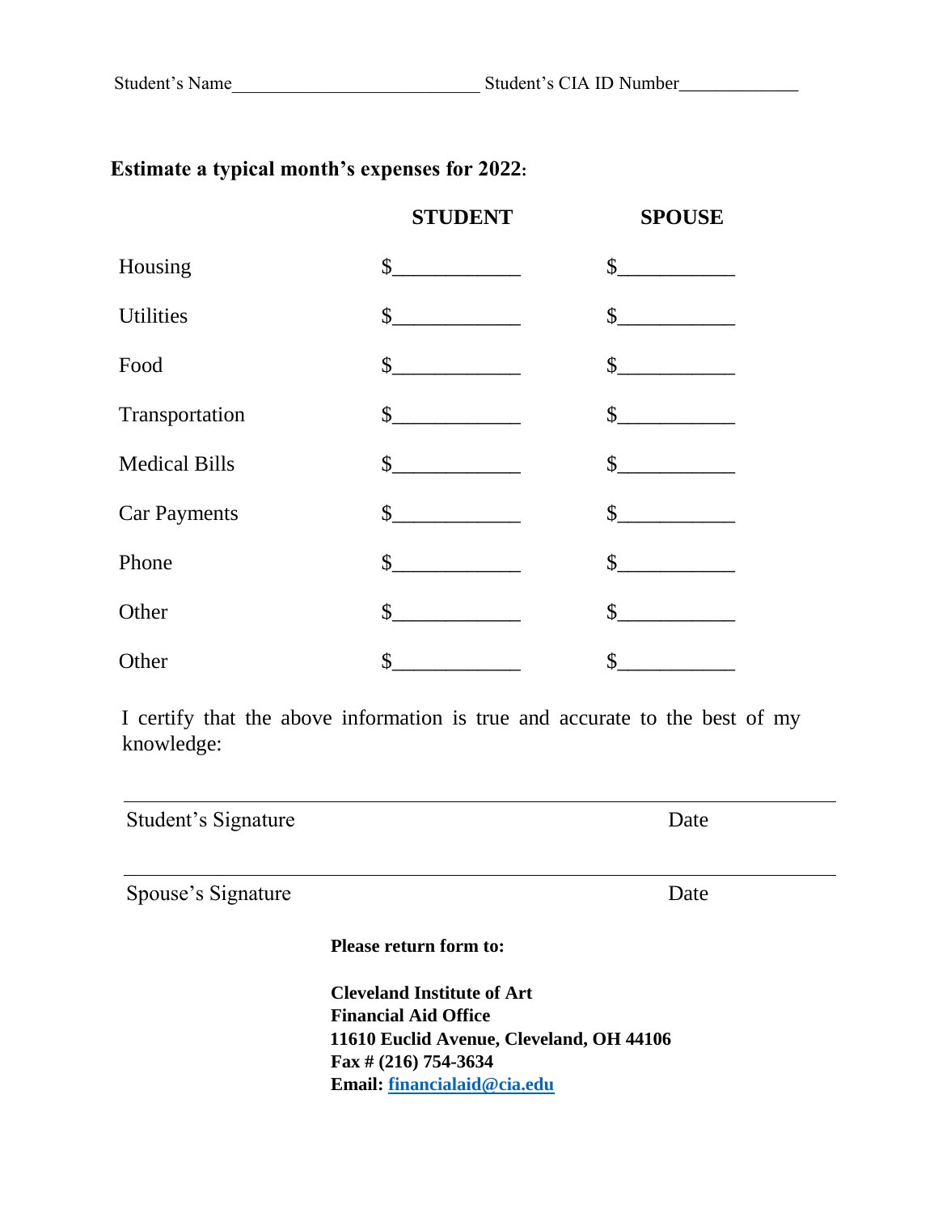Student's Name___________________________ Student's CIA ID Number_____________

**Estimate a typical month's expenses for 2022:**

| | STUDENT | SPOUSE |
|---|---|---|
| Housing | $____________ | $___________ |
| Utilities | $____________ | $___________ |
| Food | $____________ | $___________ |
| Transportation | $____________ | $___________ |
| Medical Bills | $____________ | $___________ |
| Car Payments | $____________ | $___________ |
| Phone | $____________ | $___________ |
| Other | $____________ | $___________ |
| Other | $____________ | $___________ |

I certify that the above information is true and accurate to the best of my knowledge:

_______________________________________________________________________

Student's Signature                                                                                    Date

_______________________________________________________________________

Spouse's Signature                                                                                    Date

**Please return form to:**

**Cleveland Institute of Art**
**Financial Aid Office**
**11610 Euclid Avenue, Cleveland, OH 44106**
**Fax # (216) 754-3634**
**Email: financialaid@cia.edu**